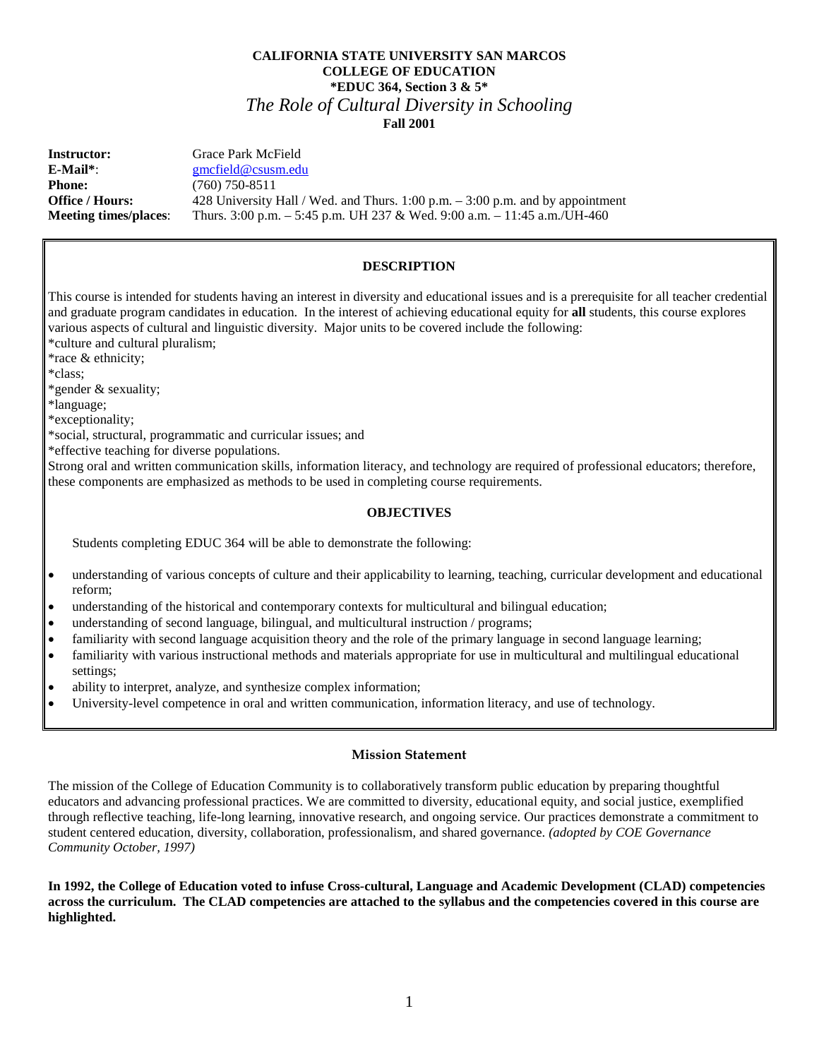**CALIFORNIA STATE UNIVERSITY SAN MARCOS**
**COLLEGE OF EDUCATION**
**\*EDUC 364, Section 3 & 5\***

# *The Role of Cultural Diversity in Schooling*

**Fall 2001**

**Instructor:** Grace Park McField
**E-Mail\***: gmcfield@csusm.edu
**Phone:** (760) 750-8511
**Office / Hours:** 428 University Hall / Wed. and Thurs. 1:00 p.m. – 3:00 p.m. and by appointment
**Meeting times/places**: Thurs. 3:00 p.m. – 5:45 p.m. UH 237 & Wed. 9:00 a.m. – 11:45 a.m./UH-460

## DESCRIPTION

This course is intended for students having an interest in diversity and educational issues and is a prerequisite for all teacher credential and graduate program candidates in education. In the interest of achieving educational equity for **all** students, this course explores various aspects of cultural and linguistic diversity. Major units to be covered include the following:

*culture and cultural pluralism;
*race & ethnicity;
*class;
*gender & sexuality;
*language;
*exceptionality;
*social, structural, programmatic and curricular issues; and
*effective teaching for diverse populations.

Strong oral and written communication skills, information literacy, and technology are required of professional educators; therefore, these components are emphasized as methods to be used in completing course requirements.

## OBJECTIVES

Students completing EDUC 364 will be able to demonstrate the following:

- understanding of various concepts of culture and their applicability to learning, teaching, curricular development and educational reform;
- understanding of the historical and contemporary contexts for multicultural and bilingual education;
- understanding of second language, bilingual, and multicultural instruction / programs;
- familiarity with second language acquisition theory and the role of the primary language in second language learning;
- familiarity with various instructional methods and materials appropriate for use in multicultural and multilingual educational settings;
- ability to interpret, analyze, and synthesize complex information;
- University-level competence in oral and written communication, information literacy, and use of technology.

## Mission Statement

The mission of the College of Education Community is to collaboratively transform public education by preparing thoughtful educators and advancing professional practices. We are committed to diversity, educational equity, and social justice, exemplified through reflective teaching, life-long learning, innovative research, and ongoing service. Our practices demonstrate a commitment to student centered education, diversity, collaboration, professionalism, and shared governance. *(adopted by COE Governance Community October, 1997)*

**In 1992, the College of Education voted to infuse Cross-cultural, Language and Academic Development (CLAD) competencies across the curriculum. The CLAD competencies are attached to the syllabus and the competencies covered in this course are highlighted.**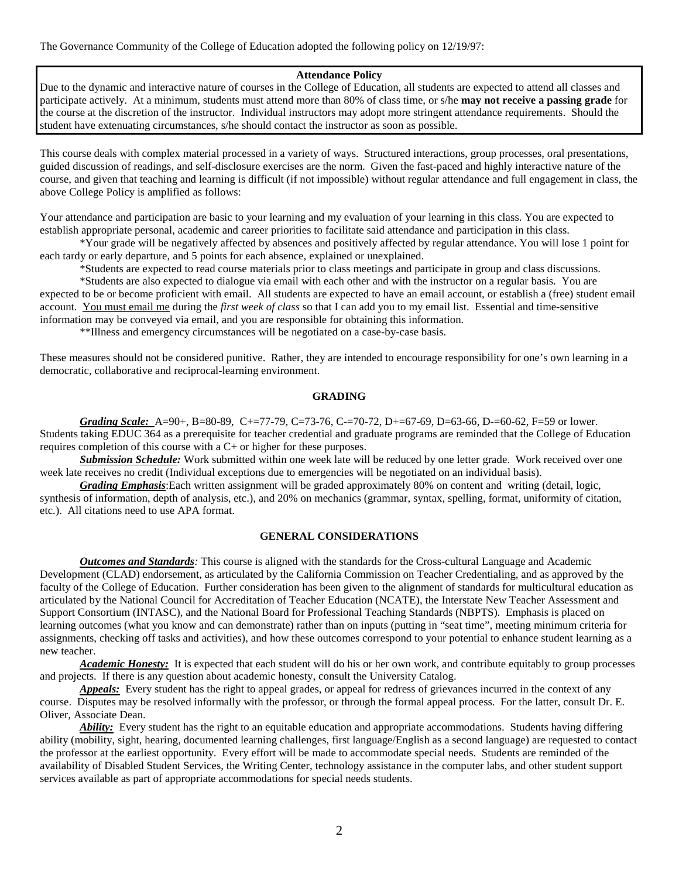The Governance Community of the College of Education adopted the following policy on 12/19/97:

> **Attendance Policy**
>
> Due to the dynamic and interactive nature of courses in the College of Education, all students are expected to attend all classes and participate actively. At a minimum, students must attend more than 80% of class time, or s/he **may not receive a passing grade** for the course at the discretion of the instructor. Individual instructors may adopt more stringent attendance requirements. Should the student have extenuating circumstances, s/he should contact the instructor as soon as possible.

This course deals with complex material processed in a variety of ways. Structured interactions, group processes, oral presentations, guided discussion of readings, and self-disclosure exercises are the norm. Given the fast-paced and highly interactive nature of the course, and given that teaching and learning is difficult (if not impossible) without regular attendance and full engagement in class, the above College Policy is amplified as follows:

Your attendance and participation are basic to your learning and my evaluation of your learning in this class. You are expected to establish appropriate personal, academic and career priorities to facilitate said attendance and participation in this class.

*Your grade will be negatively affected by absences and positively affected by regular attendance. You will lose 1 point for each tardy or early departure, and 5 points for each absence, explained or unexplained.

*Students are expected to read course materials prior to class meetings and participate in group and class discussions.

*Students are also expected to dialogue via email with each other and with the instructor on a regular basis. You are expected to be or become proficient with email. All students are expected to have an email account, or establish a (free) student email account. <u>You must email me</u> during the *first week of class* so that I can add you to my email list. Essential and time-sensitive information may be conveyed via email, and you are responsible for obtaining this information.

**Illness and emergency circumstances will be negotiated on a case-by-case basis.

These measures should not be considered punitive. Rather, they are intended to encourage responsibility for one's own learning in a democratic, collaborative and reciprocal-learning environment.

## GRADING

***Grading Scale:*** A=90+, B=80-89, C+=77-79, C=73-76, C-=70-72, D+=67-69, D=63-66, D-=60-62, F=59 or lower. Students taking EDUC 364 as a prerequisite for teacher credential and graduate programs are reminded that the College of Education requires completion of this course with a C+ or higher for these purposes.

***Submission Schedule:*** Work submitted within one week late will be reduced by one letter grade. Work received over one week late receives no credit (Individual exceptions due to emergencies will be negotiated on an individual basis).

***Grading Emphasis***:Each written assignment will be graded approximately 80% on content and writing (detail, logic, synthesis of information, depth of analysis, etc.), and 20% on mechanics (grammar, syntax, spelling, format, uniformity of citation, etc.). All citations need to use APA format.

## GENERAL CONSIDERATIONS

***Outcomes and Standards**:* This course is aligned with the standards for the Cross-cultural Language and Academic Development (CLAD) endorsement, as articulated by the California Commission on Teacher Credentialing, and as approved by the faculty of the College of Education. Further consideration has been given to the alignment of standards for multicultural education as articulated by the National Council for Accreditation of Teacher Education (NCATE), the Interstate New Teacher Assessment and Support Consortium (INTASC), and the National Board for Professional Teaching Standards (NBPTS). Emphasis is placed on learning outcomes (what you know and can demonstrate) rather than on inputs (putting in "seat time", meeting minimum criteria for assignments, checking off tasks and activities), and how these outcomes correspond to your potential to enhance student learning as a new teacher.

***Academic Honesty:*** It is expected that each student will do his or her own work, and contribute equitably to group processes and projects. If there is any question about academic honesty, consult the University Catalog.

***Appeals:*** Every student has the right to appeal grades, or appeal for redress of grievances incurred in the context of any course. Disputes may be resolved informally with the professor, or through the formal appeal process. For the latter, consult Dr. E. Oliver, Associate Dean.

***Ability:*** Every student has the right to an equitable education and appropriate accommodations. Students having differing ability (mobility, sight, hearing, documented learning challenges, first language/English as a second language) are requested to contact the professor at the earliest opportunity. Every effort will be made to accommodate special needs. Students are reminded of the availability of Disabled Student Services, the Writing Center, technology assistance in the computer labs, and other student support services available as part of appropriate accommodations for special needs students.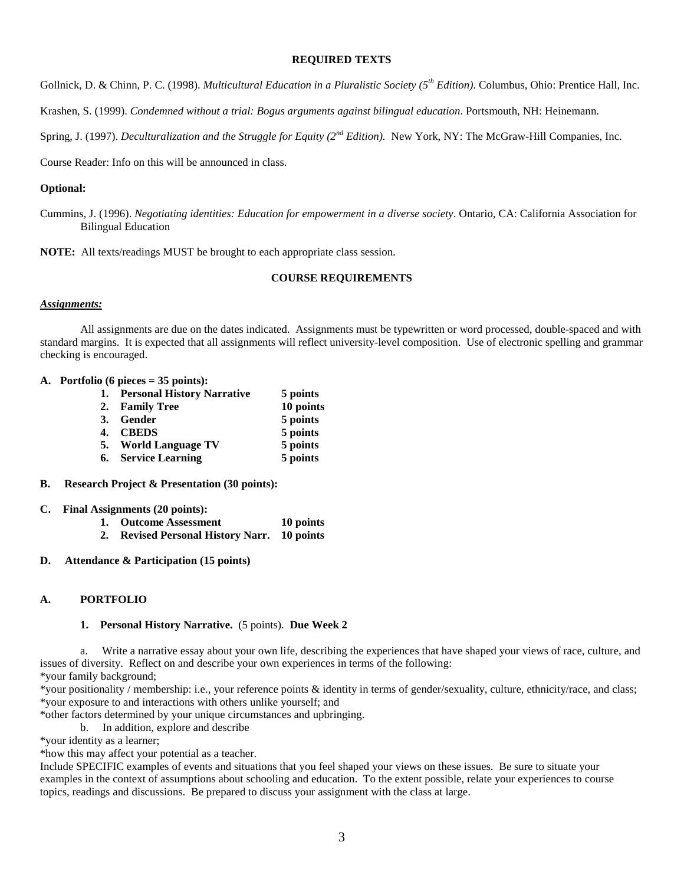## REQUIRED TEXTS

Gollnick, D. & Chinn, P. C. (1998). *Multicultural Education in a Pluralistic Society (5th Edition).* Columbus, Ohio: Prentice Hall, Inc.

Krashen, S. (1999). *Condemned without a trial: Bogus arguments against bilingual education*. Portsmouth, NH: Heinemann.

Spring, J. (1997). *Deculturalization and the Struggle for Equity (2nd Edition).* New York, NY: The McGraw-Hill Companies, Inc.

Course Reader: Info on this will be announced in class.

**Optional:**

Cummins, J. (1996). *Negotiating identities: Education for empowerment in a diverse society*. Ontario, CA: California Association for Bilingual Education

**NOTE:** All texts/readings MUST be brought to each appropriate class session.

## COURSE REQUIREMENTS

***Assignments:***

All assignments are due on the dates indicated. Assignments must be typewritten or word processed, double-spaced and with standard margins. It is expected that all assignments will reflect university-level composition. Use of electronic spelling and grammar checking is encouraged.

**A. Portfolio (6 pieces = 35 points):**

| | |
|---|---|
| **1. Personal History Narrative** | **5 points** |
| **2. Family Tree** | **10 points** |
| **3. Gender** | **5 points** |
| **4. CBEDS** | **5 points** |
| **5. World Language TV** | **5 points** |
| **6. Service Learning** | **5 points** |

**B. Research Project & Presentation (30 points):**

**C. Final Assignments (20 points):**

| | |
|---|---|
| **1. Outcome Assessment** | **10 points** |
| **2. Revised Personal History Narr.** | **10 points** |

**D. Attendance & Participation (15 points)**

### A. PORTFOLIO

**1. Personal History Narrative.** (5 points). **Due Week 2**

a. Write a narrative essay about your own life, describing the experiences that have shaped your views of race, culture, and issues of diversity. Reflect on and describe your own experiences in terms of the following:
*your family background;
*your positionality / membership: i.e., your reference points & identity in terms of gender/sexuality, culture, ethnicity/race, and class;
*your exposure to and interactions with others unlike yourself; and
*other factors determined by your unique circumstances and upbringing.

b. In addition, explore and describe
*your identity as a learner;
*how this may affect your potential as a teacher.

Include SPECIFIC examples of events and situations that you feel shaped your views on these issues. Be sure to situate your examples in the context of assumptions about schooling and education. To the extent possible, relate your experiences to course topics, readings and discussions. Be prepared to discuss your assignment with the class at large.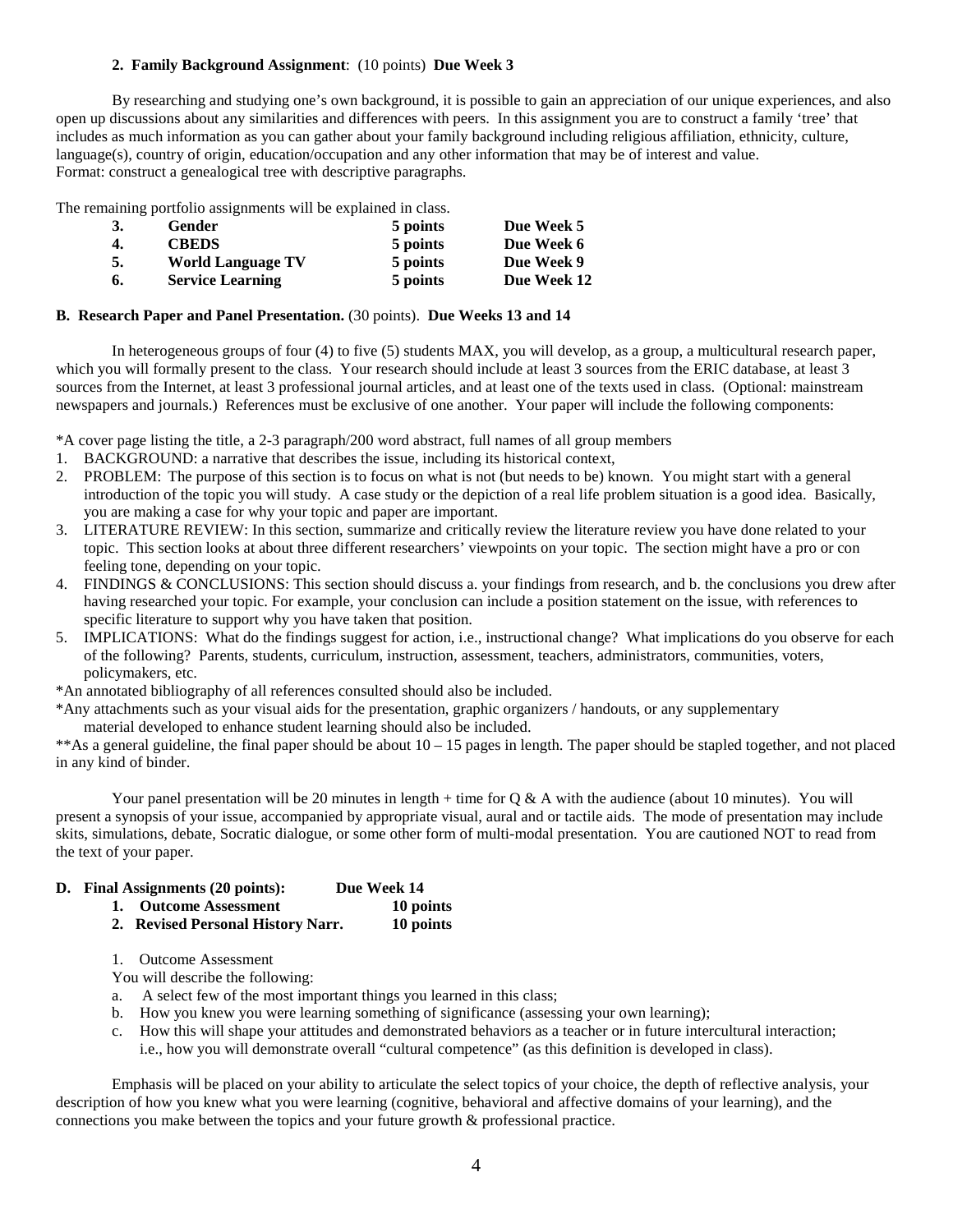**2. Family Background Assignment**: (10 points) **Due Week 3**

By researching and studying one's own background, it is possible to gain an appreciation of our unique experiences, and also open up discussions about any similarities and differences with peers. In this assignment you are to construct a family 'tree' that includes as much information as you can gather about your family background including religious affiliation, ethnicity, culture, language(s), country of origin, education/occupation and any other information that may be of interest and value.
Format: construct a genealogical tree with descriptive paragraphs.

The remaining portfolio assignments will be explained in class.

| | | | |
|---|---|---|---|
| **3.** | **Gender** | **5 points** | **Due Week 5** |
| **4.** | **CBEDS** | **5 points** | **Due Week 6** |
| **5.** | **World Language TV** | **5 points** | **Due Week 9** |
| **6.** | **Service Learning** | **5 points** | **Due Week 12** |

**B. Research Paper and Panel Presentation.** (30 points). **Due Weeks 13 and 14**

In heterogeneous groups of four (4) to five (5) students MAX, you will develop, as a group, a multicultural research paper, which you will formally present to the class. Your research should include at least 3 sources from the ERIC database, at least 3 sources from the Internet, at least 3 professional journal articles, and at least one of the texts used in class. (Optional: mainstream newspapers and journals.) References must be exclusive of one another. Your paper will include the following components:

*A cover page listing the title, a 2-3 paragraph/200 word abstract, full names of all group members

1. BACKGROUND: a narrative that describes the issue, including its historical context,
2. PROBLEM: The purpose of this section is to focus on what is not (but needs to be) known. You might start with a general introduction of the topic you will study. A case study or the depiction of a real life problem situation is a good idea. Basically, you are making a case for why your topic and paper are important.
3. LITERATURE REVIEW: In this section, summarize and critically review the literature review you have done related to your topic. This section looks at about three different researchers' viewpoints on your topic. The section might have a pro or con feeling tone, depending on your topic.
4. FINDINGS & CONCLUSIONS: This section should discuss a. your findings from research, and b. the conclusions you drew after having researched your topic. For example, your conclusion can include a position statement on the issue, with references to specific literature to support why you have taken that position.
5. IMPLICATIONS: What do the findings suggest for action, i.e., instructional change? What implications do you observe for each of the following? Parents, students, curriculum, instruction, assessment, teachers, administrators, communities, voters, policymakers, etc.

*An annotated bibliography of all references consulted should also be included.

*Any attachments such as your visual aids for the presentation, graphic organizers / handouts, or any supplementary material developed to enhance student learning should also be included.

**As a general guideline, the final paper should be about 10 – 15 pages in length. The paper should be stapled together, and not placed in any kind of binder.

Your panel presentation will be 20 minutes in length + time for Q & A with the audience (about 10 minutes). You will present a synopsis of your issue, accompanied by appropriate visual, aural and or tactile aids. The mode of presentation may include skits, simulations, debate, Socratic dialogue, or some other form of multi-modal presentation. You are cautioned NOT to read from the text of your paper.

**D. Final Assignments (20 points): Due Week 14**

| | |
|---|---|
| **1. Outcome Assessment** | **10 points** |
| **2. Revised Personal History Narr.** | **10 points** |

1. Outcome Assessment

You will describe the following:

a. A select few of the most important things you learned in this class;
b. How you knew you were learning something of significance (assessing your own learning);
c. How this will shape your attitudes and demonstrated behaviors as a teacher or in future intercultural interaction; i.e., how you will demonstrate overall "cultural competence" (as this definition is developed in class).

Emphasis will be placed on your ability to articulate the select topics of your choice, the depth of reflective analysis, your description of how you knew what you were learning (cognitive, behavioral and affective domains of your learning), and the connections you make between the topics and your future growth & professional practice.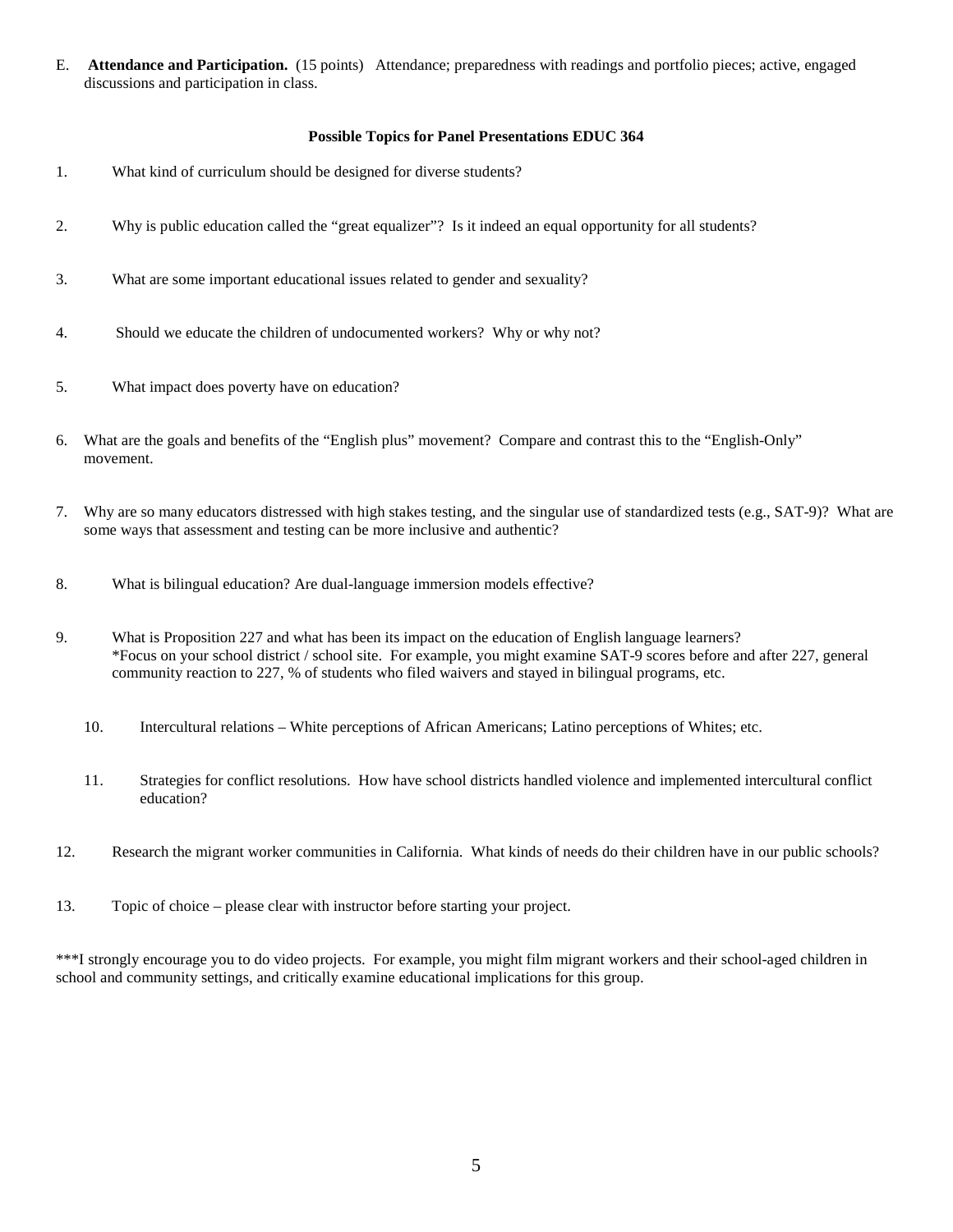E. **Attendance and Participation.** (15 points) Attendance; preparedness with readings and portfolio pieces; active, engaged discussions and participation in class.

**Possible Topics for Panel Presentations EDUC 364**

1. What kind of curriculum should be designed for diverse students?

2. Why is public education called the "great equalizer"? Is it indeed an equal opportunity for all students?

3. What are some important educational issues related to gender and sexuality?

4. Should we educate the children of undocumented workers? Why or why not?

5. What impact does poverty have on education?

6. What are the goals and benefits of the "English plus" movement? Compare and contrast this to the "English-Only" movement.

7. Why are so many educators distressed with high stakes testing, and the singular use of standardized tests (e.g., SAT-9)? What are some ways that assessment and testing can be more inclusive and authentic?

8. What is bilingual education? Are dual-language immersion models effective?

9. What is Proposition 227 and what has been its impact on the education of English language learners?
   *Focus on your school district / school site. For example, you might examine SAT-9 scores before and after 227, general community reaction to 227, % of students who filed waivers and stayed in bilingual programs, etc.

10. Intercultural relations – White perceptions of African Americans; Latino perceptions of Whites; etc.

11. Strategies for conflict resolutions. How have school districts handled violence and implemented intercultural conflict education?

12. Research the migrant worker communities in California. What kinds of needs do their children have in our public schools?

13. Topic of choice – please clear with instructor before starting your project.

***I strongly encourage you to do video projects. For example, you might film migrant workers and their school-aged children in school and community settings, and critically examine educational implications for this group.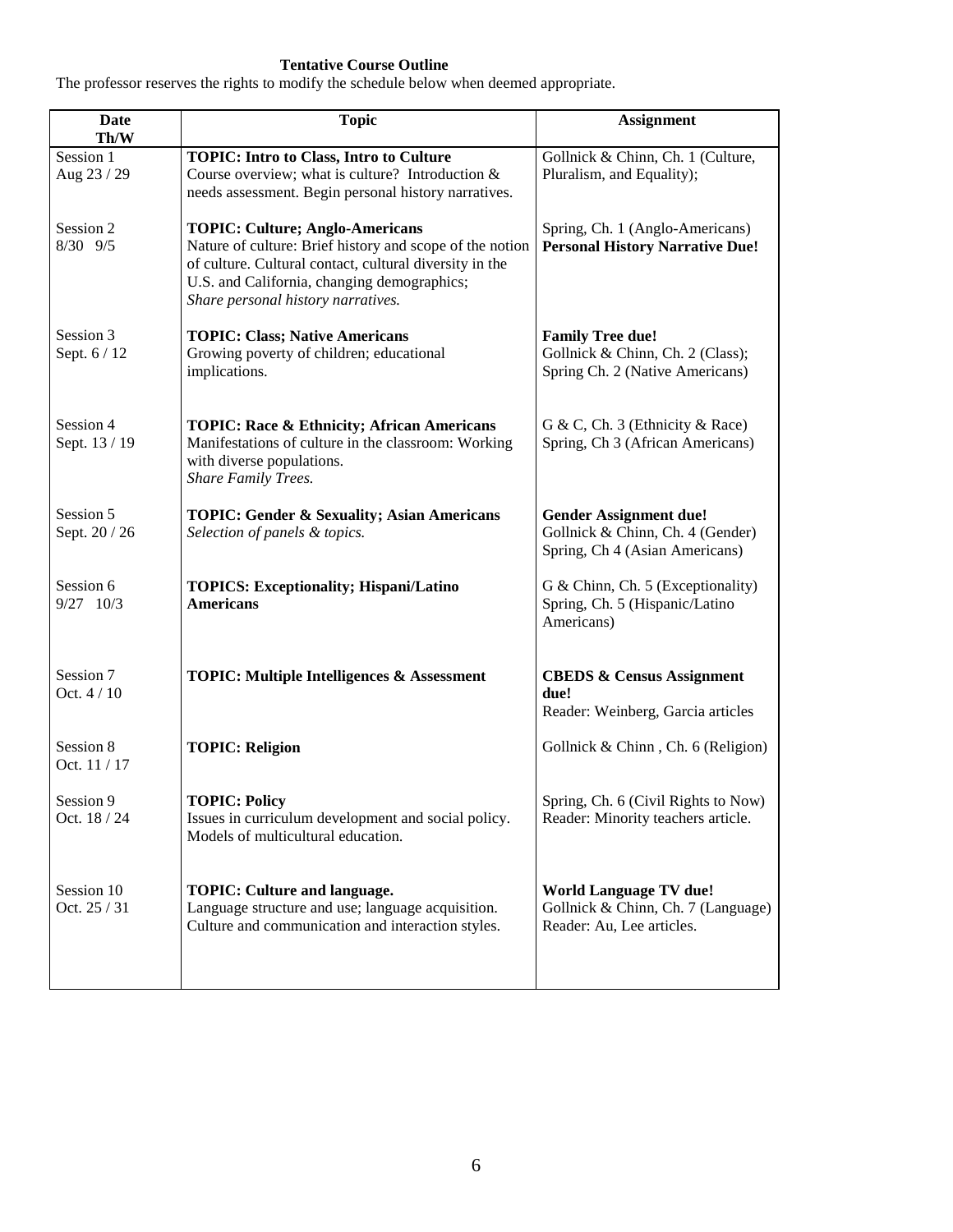**Tentative Course Outline**

The professor reserves the rights to modify the schedule below when deemed appropriate.

| Date Th/W | Topic | Assignment |
|---|---|---|
| Session 1<br>Aug 23 / 29 | **TOPIC: Intro to Class, Intro to Culture**<br>Course overview; what is culture? Introduction & needs assessment. Begin personal history narratives. | Gollnick & Chinn, Ch. 1 (Culture, Pluralism, and Equality); |
| Session 2<br>8/30 9/5 | **TOPIC: Culture; Anglo-Americans**<br>Nature of culture: Brief history and scope of the notion of culture. Cultural contact, cultural diversity in the U.S. and California, changing demographics;<br>*Share personal history narratives.* | Spring, Ch. 1 (Anglo-Americans)<br>**Personal History Narrative Due!** |
| Session 3<br>Sept. 6 / 12 | **TOPIC: Class; Native Americans**<br>Growing poverty of children; educational implications. | **Family Tree due!**<br>Gollnick & Chinn, Ch. 2 (Class);<br>Spring Ch. 2 (Native Americans) |
| Session 4<br>Sept. 13 / 19 | **TOPIC: Race & Ethnicity; African Americans**<br>Manifestations of culture in the classroom: Working with diverse populations.<br>*Share Family Trees.* | G & C, Ch. 3 (Ethnicity & Race)<br>Spring, Ch 3 (African Americans) |
| Session 5<br>Sept. 20 / 26 | **TOPIC: Gender & Sexuality; Asian Americans**<br>*Selection of panels & topics.* | **Gender Assignment due!**<br>Gollnick & Chinn, Ch. 4 (Gender)<br>Spring, Ch 4 (Asian Americans) |
| Session 6<br>9/27 10/3 | **TOPICS: Exceptionality; Hispani/Latino Americans** | G & Chinn, Ch. 5 (Exceptionality)<br>Spring, Ch. 5 (Hispanic/Latino Americans) |
| Session 7<br>Oct. 4 / 10 | **TOPIC: Multiple Intelligences & Assessment** | **CBEDS & Census Assignment due!**<br>Reader: Weinberg, Garcia articles |
| Session 8<br>Oct. 11 / 17 | **TOPIC: Religion** | Gollnick & Chinn , Ch. 6 (Religion) |
| Session 9<br>Oct. 18 / 24 | **TOPIC: Policy**<br>Issues in curriculum development and social policy. Models of multicultural education. | Spring, Ch. 6 (Civil Rights to Now)<br>Reader: Minority teachers article. |
| Session 10<br>Oct. 25 / 31 | **TOPIC: Culture and language.**<br>Language structure and use; language acquisition. Culture and communication and interaction styles. | **World Language TV due!**<br>Gollnick & Chinn, Ch. 7 (Language)<br>Reader: Au, Lee articles. |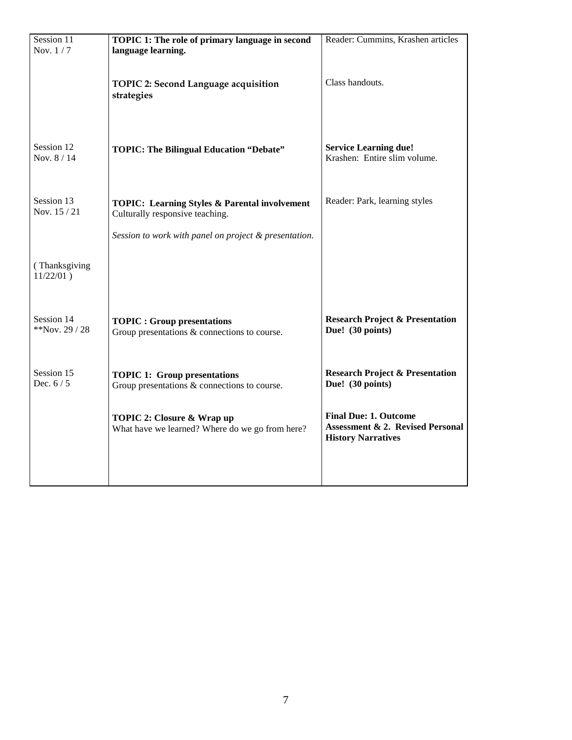| Session 11<br>Nov. 1 / 7 | **TOPIC 1: The role of primary language in second language learning.**<br><br>**TOPIC 2: Second Language acquisition strategies** | Reader: Cummins, Krashen articles<br><br>Class handouts. |
|---|---|---|
| Session 12<br>Nov. 8 / 14 | **TOPIC: The Bilingual Education "Debate"** | **Service Learning due!**<br>Krashen: Entire slim volume. |
| Session 13<br>Nov. 15 / 21<br><br>( Thanksgiving 11/22/01 ) | **TOPIC: Learning Styles & Parental involvement**<br>Culturally responsive teaching.<br><br>*Session to work with panel on project & presentation.* | Reader: Park, learning styles |
| Session 14<br>**Nov. 29 / 28 | **TOPIC : Group presentations**<br>Group presentations & connections to course. | **Research Project & Presentation Due! (30 points)** |
| Session 15<br>Dec. 6 / 5 | **TOPIC 1: Group presentations**<br>Group presentations & connections to course.<br><br>**TOPIC 2: Closure & Wrap up**<br>What have we learned? Where do we go from here? | **Research Project & Presentation Due! (30 points)**<br><br>**Final Due: 1. Outcome Assessment & 2. Revised Personal History Narratives** |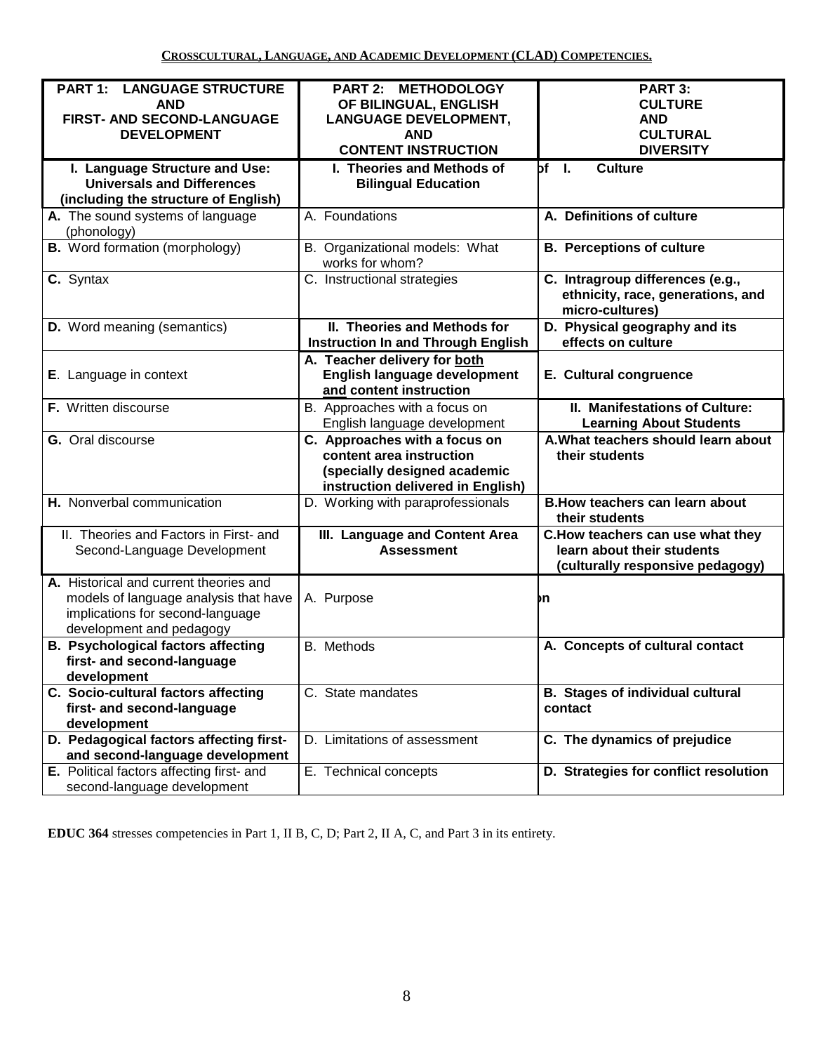**CROSSCULTURAL, LANGUAGE, AND ACADEMIC DEVELOPMENT (CLAD) COMPETENCIES.**

| PART 1: LANGUAGE STRUCTURE AND FIRST- AND SECOND-LANGUAGE DEVELOPMENT | PART 2: METHODOLOGY OF BILINGUAL, ENGLISH LANGUAGE DEVELOPMENT, AND CONTENT INSTRUCTION | PART 3: CULTURE AND CULTURAL DIVERSITY |
|---|---|---|
| **I. Language Structure and Use: Universals and Differences (including the structure of English)** | **I. Theories and Methods of Bilingual Education** | **of I. Culture** |
| **A.** The sound systems of language (phonology) | A. Foundations | **A. Definitions of culture** |
| **B.** Word formation (morphology) | B. Organizational models: What works for whom? | **B. Perceptions of culture** |
| **C.** Syntax | C. Instructional strategies | **C. Intragroup differences (e.g., ethnicity, race, generations, and micro-cultures)** |
| **D.** Word meaning (semantics) | **II. Theories and Methods for Instruction In and Through English** | **D. Physical geography and its effects on culture** |
| **E**. Language in context | **A. Teacher delivery for both English language development and content instruction** | **E. Cultural congruence** |
| **F.** Written discourse | B. Approaches with a focus on English language development | **II. Manifestations of Culture: Learning About Students** |
| **G.** Oral discourse | **C. Approaches with a focus on content area instruction (specially designed academic instruction delivered in English)** | **A. What teachers should learn about their students** |
| **H.** Nonverbal communication | D. Working with paraprofessionals | **B. How teachers can learn about their students** |
| II. Theories and Factors in First- and Second-Language Development | **III. Language and Content Area Assessment** | **C. How teachers can use what they learn about their students (culturally responsive pedagogy)** |
| **A.** Historical and current theories and models of language analysis that have implications for second-language development and pedagogy | A. Purpose | **on** |
| **B. Psychological factors affecting first- and second-language development** | B. Methods | **A. Concepts of cultural contact** |
| **C. Socio-cultural factors affecting first- and second-language development** | C. State mandates | **B. Stages of individual cultural contact** |
| **D. Pedagogical factors affecting first- and second-language development** | D. Limitations of assessment | **C. The dynamics of prejudice** |
| **E.** Political factors affecting first- and second-language development | E. Technical concepts | **D. Strategies for conflict resolution** |

**EDUC 364** stresses competencies in Part 1, II B, C, D; Part 2, II A, C, and Part 3 in its entirety.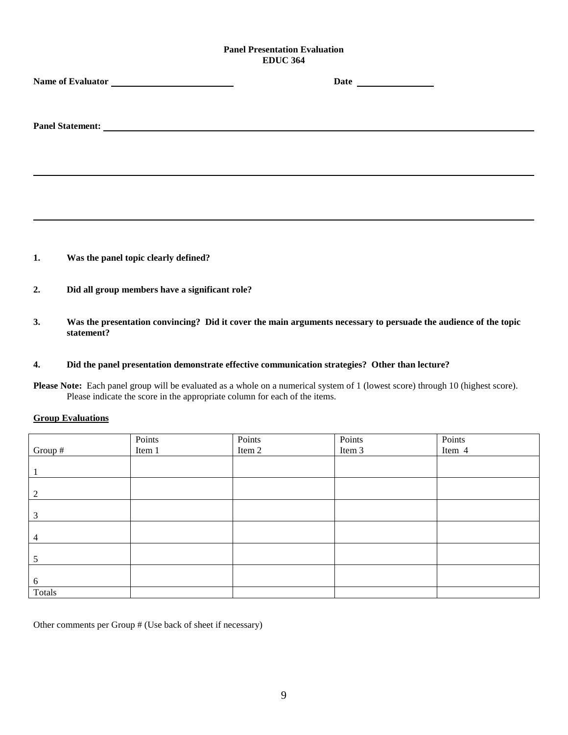**Panel Presentation Evaluation**
**EDUC 364**

**Name of Evaluator** \_\_\_\_\_\_\_\_\_\_\_\_\_\_\_\_\_\_\_\_\_\_\_\_\_\_ **Date** \_\_\_\_\_\_\_\_\_\_\_\_\_\_\_\_

**Panel Statement:** \_\_\_\_\_\_\_\_\_\_\_\_\_\_\_\_\_\_\_\_\_\_\_\_\_\_\_\_\_\_\_\_\_\_\_\_\_\_\_\_\_\_\_\_\_\_\_\_\_\_\_\_\_\_\_\_\_\_\_\_\_\_\_\_\_\_\_\_\_\_

\_\_\_\_\_\_\_\_\_\_\_\_\_\_\_\_\_\_\_\_\_\_\_\_\_\_\_\_\_\_\_\_\_\_\_\_\_\_\_\_\_\_\_\_\_\_\_\_\_\_\_\_\_\_\_\_\_\_\_\_\_\_\_\_\_\_\_\_\_\_\_\_\_\_\_\_\_\_\_\_\_\_\_\_\_\_

\_\_\_\_\_\_\_\_\_\_\_\_\_\_\_\_\_\_\_\_\_\_\_\_\_\_\_\_\_\_\_\_\_\_\_\_\_\_\_\_\_\_\_\_\_\_\_\_\_\_\_\_\_\_\_\_\_\_\_\_\_\_\_\_\_\_\_\_\_\_\_\_\_\_\_\_\_\_\_\_\_\_\_\_\_\_

1. **Was the panel topic clearly defined?**

2. **Did all group members have a significant role?**

3. **Was the presentation convincing? Did it cover the main arguments necessary to persuade the audience of the topic statement?**

4. **Did the panel presentation demonstrate effective communication strategies? Other than lecture?**

**Please Note:** Each panel group will be evaluated as a whole on a numerical system of 1 (lowest score) through 10 (highest score). Please indicate the score in the appropriate column for each of the items.

**Group Evaluations**

| Group # | Points Item 1 | Points Item 2 | Points Item 3 | Points Item 4 |
|---|---|---|---|---|
| 1 | | | | |
| 2 | | | | |
| 3 | | | | |
| 4 | | | | |
| 5 | | | | |
| 6 | | | | |
| Totals | | | | |

Other comments per Group # (Use back of sheet if necessary)